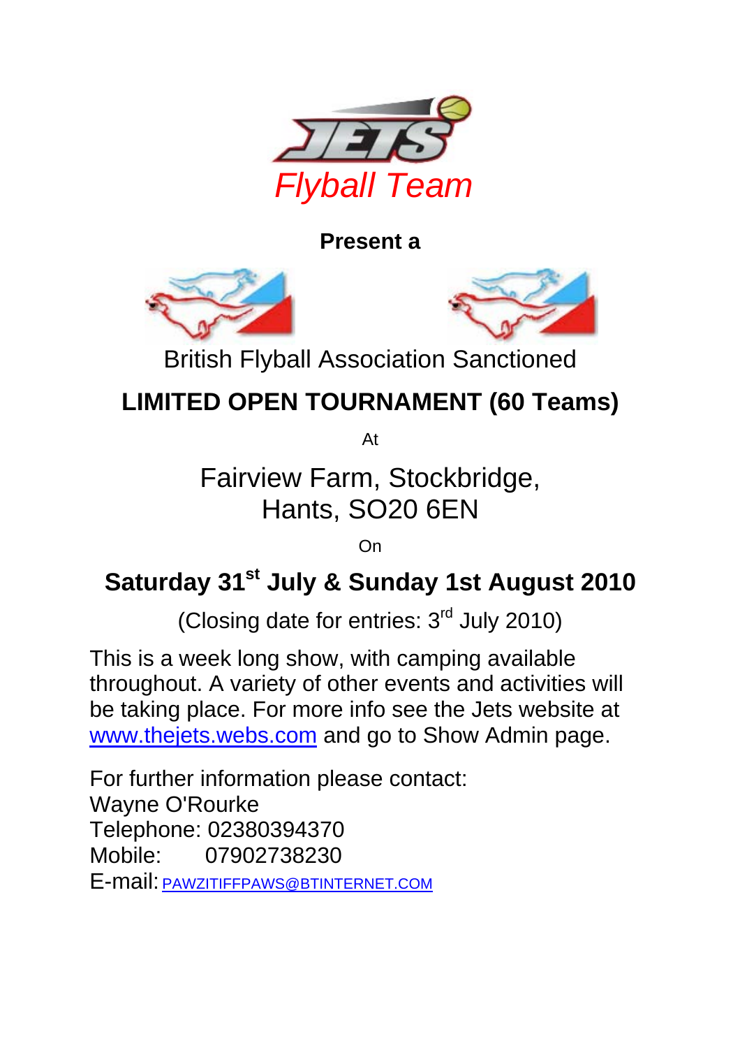JETS

*Flyball Team*

**Present a**

British Flyball Association Sanctioned

# LIMITED OPEN TOURNAMENT (60 Teams)

At

## Fairview Farm, Stockbridge, Hants, SO20 6EN

On

## Saturday 31st July & Sunday 1st August 2010

(Closing date for entries: 3rd July 2010)

This is a week long show, with camping available throughout. A variety of other events and activities will be taking place. For more info see the Jets website at www.thejets.webs.com and go to Show Admin page.

For further information please contact:
Wayne O'Rourke
Telephone: 02380394370
Mobile: 07902738230
E-mail: PAWZITIFFPAWS@BTINTERNET.COM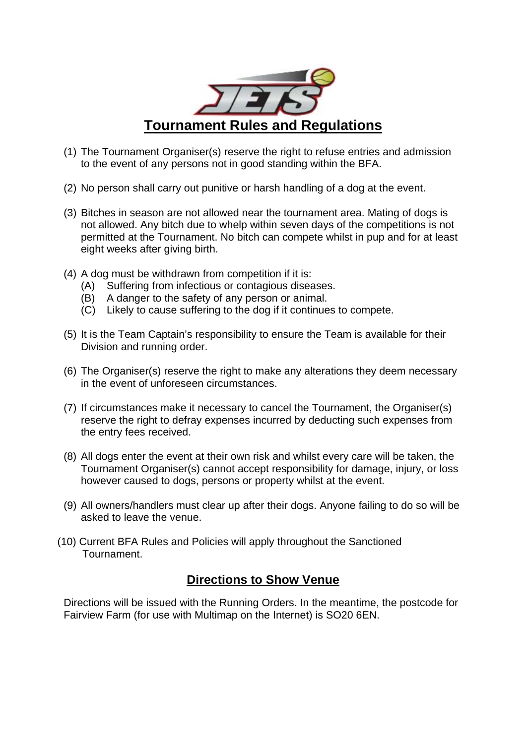# Tournament Rules and Regulations

(1) The Tournament Organiser(s) reserve the right to refuse entries and admission to the event of any persons not in good standing within the BFA.

(2) No person shall carry out punitive or harsh handling of a dog at the event.

(3) Bitches in season are not allowed near the tournament area. Mating of dogs is not allowed. Any bitch due to whelp within seven days of the competitions is not permitted at the Tournament. No bitch can compete whilst in pup and for at least eight weeks after giving birth.

(4) A dog must be withdrawn from competition if it is:
   (A) Suffering from infectious or contagious diseases.
   (B) A danger to the safety of any person or animal.
   (C) Likely to cause suffering to the dog if it continues to compete.

(5) It is the Team Captain's responsibility to ensure the Team is available for their Division and running order.

(6) The Organiser(s) reserve the right to make any alterations they deem necessary in the event of unforeseen circumstances.

(7) If circumstances make it necessary to cancel the Tournament, the Organiser(s) reserve the right to defray expenses incurred by deducting such expenses from the entry fees received.

(8) All dogs enter the event at their own risk and whilst every care will be taken, the Tournament Organiser(s) cannot accept responsibility for damage, injury, or loss however caused to dogs, persons or property whilst at the event.

(9) All owners/handlers must clear up after their dogs. Anyone failing to do so will be asked to leave the venue.

(10) Current BFA Rules and Policies will apply throughout the Sanctioned Tournament.

## Directions to Show Venue

Directions will be issued with the Running Orders. In the meantime, the postcode for Fairview Farm (for use with Multimap on the Internet) is SO20 6EN.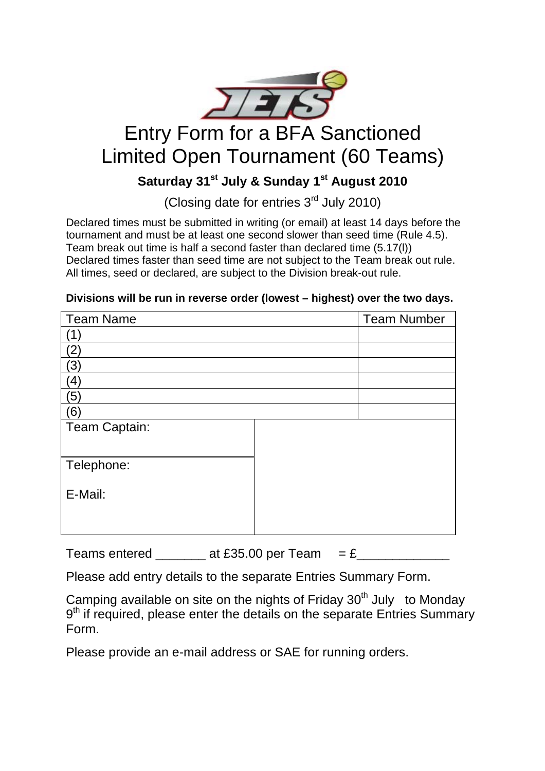# Entry Form for a BFA Sanctioned Limited Open Tournament (60 Teams)

**Saturday 31st July & Sunday 1st August 2010**

(Closing date for entries 3rd July 2010)

Declared times must be submitted in writing (or email) at least 14 days before the tournament and must be at least one second slower than seed time (Rule 4.5). Team break out time is half a second faster than declared time (5.17(l)) Declared times faster than seed time are not subject to the Team break out rule. All times, seed or declared, are subject to the Division break-out rule.

**Divisions will be run in reverse order (lowest – highest) over the two days.**

| Team Name | Team Number |
|---|---|
| (1) | |
| (2) | |
| (3) | |
| (4) | |
| (5) | |
| (6) | |

| Team Captain: | |
|---|---|
| Telephone: <br> E-Mail: | |

Teams entered _______ at £35.00 per Team = £_____________

Please add entry details to the separate Entries Summary Form.

Camping available on site on the nights of Friday 30th July to Monday 9th if required, please enter the details on the separate Entries Summary Form.

Please provide an e-mail address or SAE for running orders.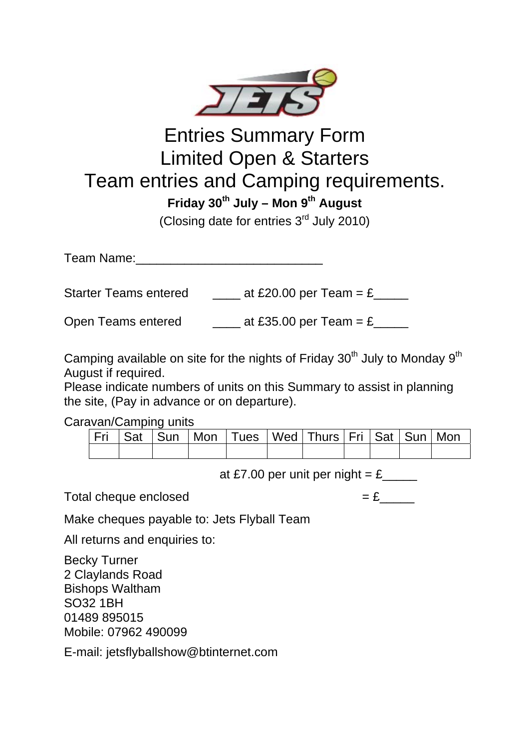# Entries Summary Form
# Limited Open & Starters
# Team entries and Camping requirements.

**Friday 30th July – Mon 9th August**

(Closing date for entries 3rd July 2010)

Team Name:___________________________

Starter Teams entered ____ at £20.00 per Team = £_____

Open Teams entered ____ at £35.00 per Team = £_____

Camping available on site for the nights of Friday 30th July to Monday 9th August if required.

Please indicate numbers of units on this Summary to assist in planning the site, (Pay in advance or on departure).

Caravan/Camping units

| Fri | Sat | Sun | Mon | Tues | Wed | Thurs | Fri | Sat | Sun | Mon |
|---|---|---|---|---|---|---|---|---|---|---|
| | | | | | | | | | | |

at £7.00 per unit per night = £_____

Total cheque enclosed = £_____

Make cheques payable to: Jets Flyball Team

All returns and enquiries to:

Becky Turner
2 Claylands Road
Bishops Waltham
SO32 1BH
01489 895015
Mobile: 07962 490099

E-mail: jetsflyballshow@btinternet.com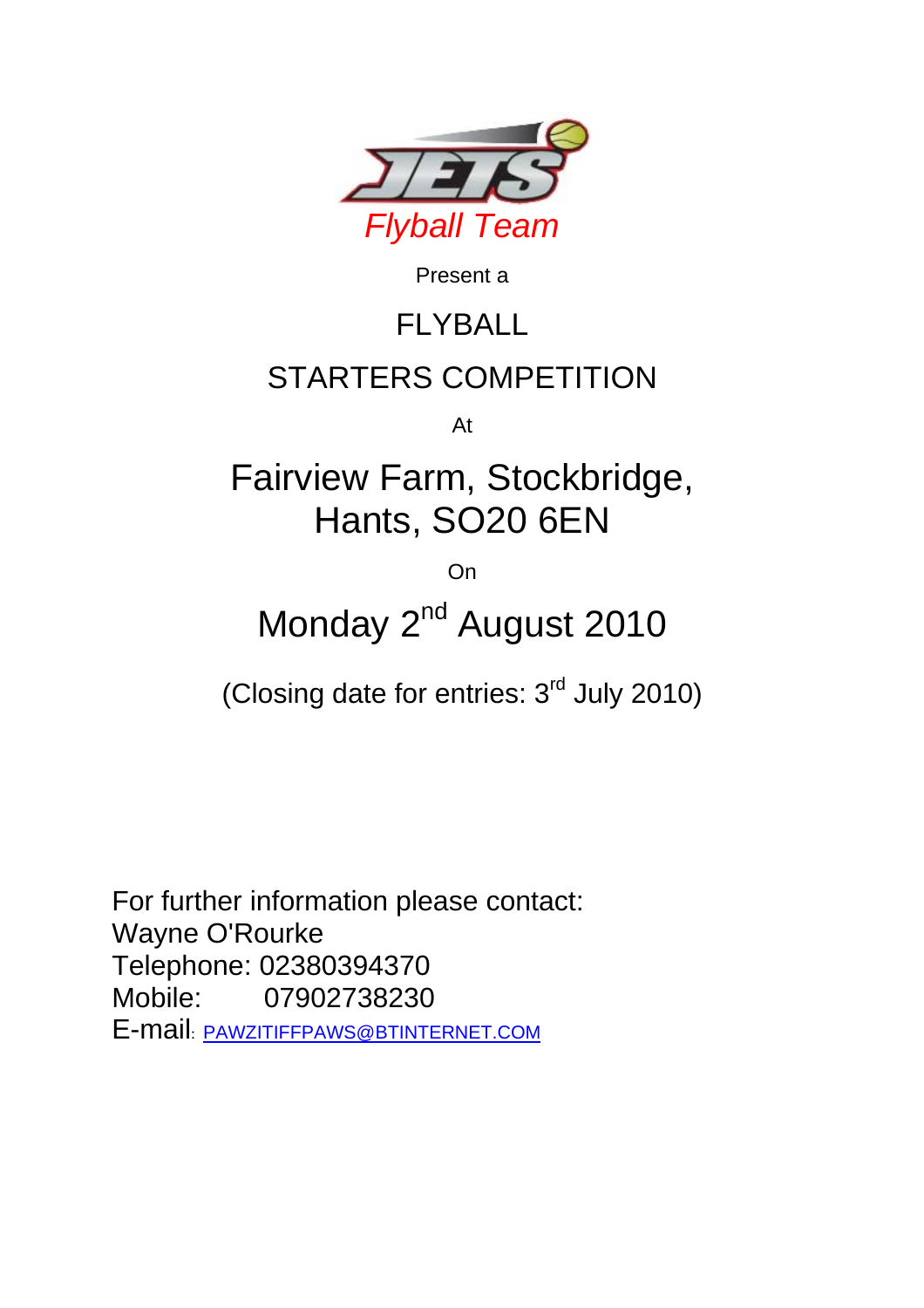JETS

*Flyball Team*

Present a

# FLYBALL

# STARTERS COMPETITION

At

## Fairview Farm, Stockbridge, Hants, SO20 6EN

On

## Monday 2nd August 2010

(Closing date for entries: 3rd July 2010)

For further information please contact:
Wayne O'Rourke
Telephone: 02380394370
Mobile: 07902738230
E-mail: PAWZITIFFPAWS@BTINTERNET.COM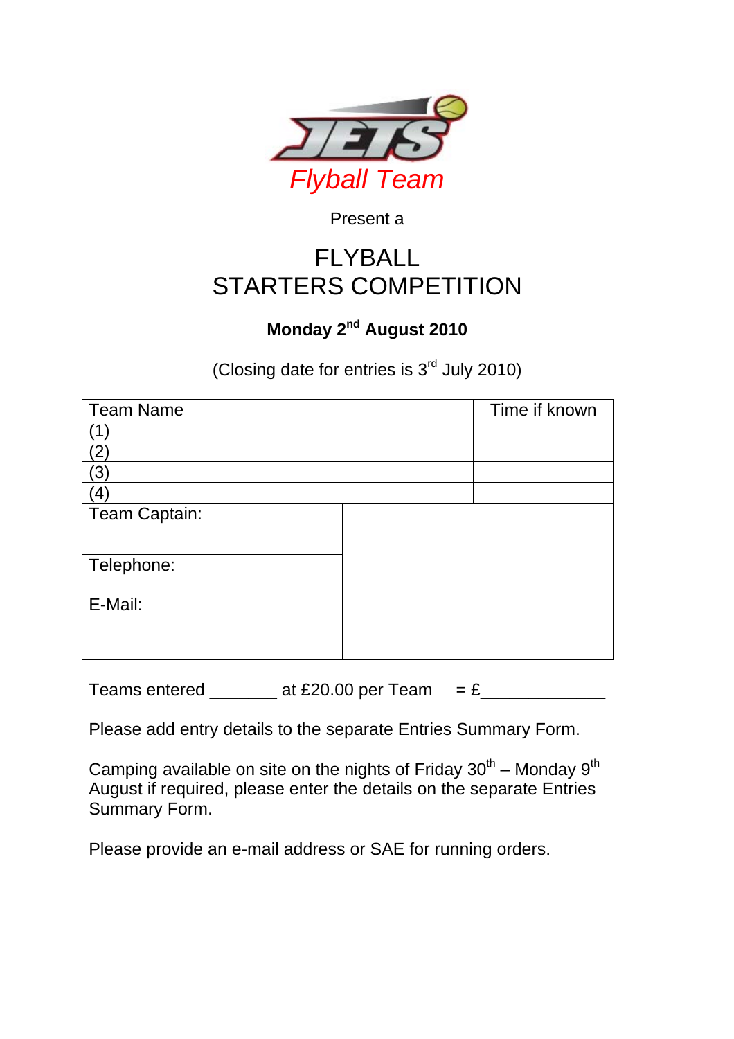JETS

*Flyball Team*

Present a

# FLYBALL
# STARTERS COMPETITION

**Monday 2nd August 2010**

(Closing date for entries is 3rd July 2010)

| Team Name | | Time if known |
|---|---|---|
| (1) | | |
| (2) | | |
| (3) | | |
| (4) | | |
| Team Captain: | | |
| Telephone:<br><br>E-Mail: | | |

Teams entered _______ at £20.00 per Team = £_____________

Please add entry details to the separate Entries Summary Form.

Camping available on site on the nights of Friday 30th – Monday 9th August if required, please enter the details on the separate Entries Summary Form.

Please provide an e-mail address or SAE for running orders.